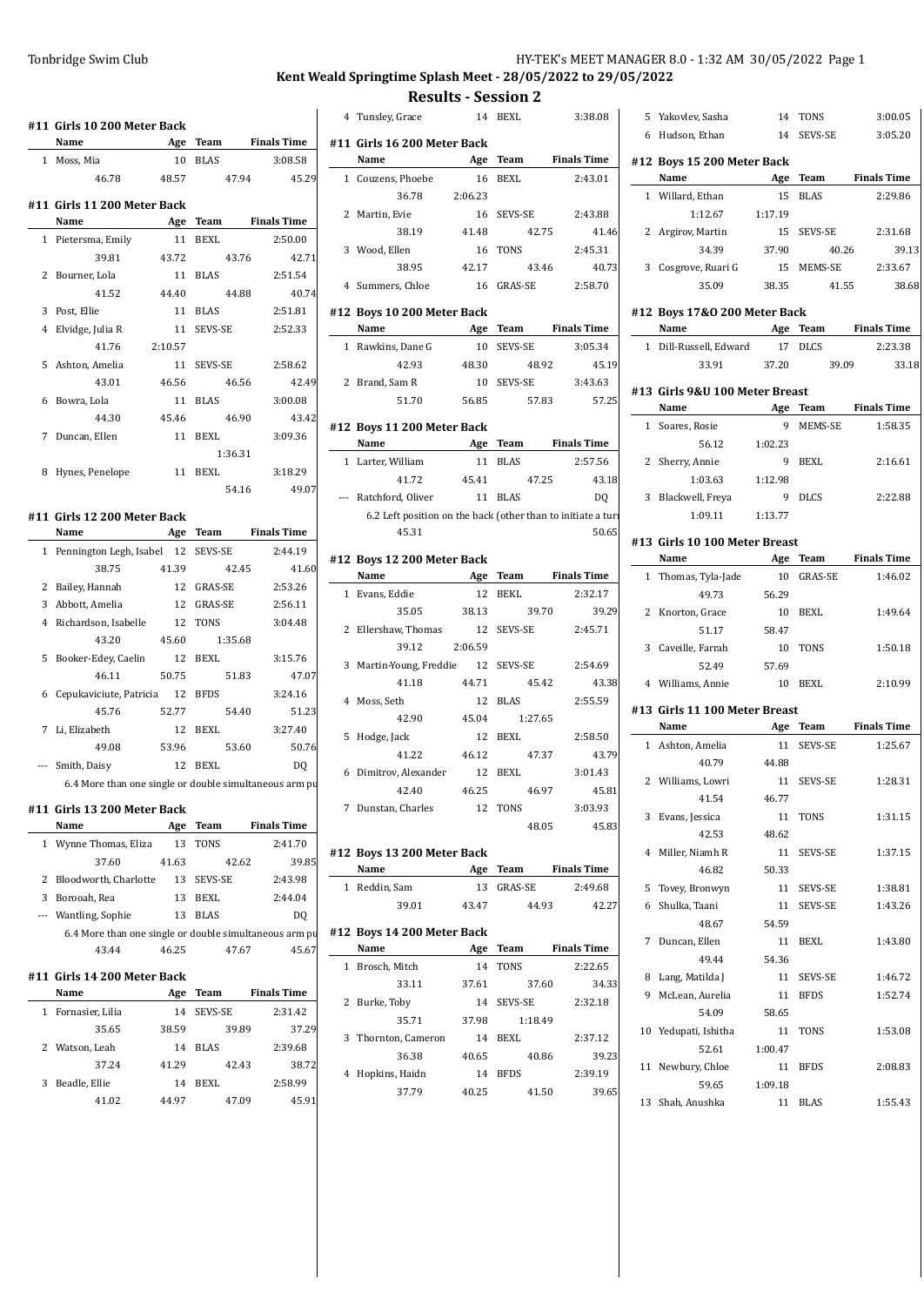# Kent Weald Springtime Splash Meet - 28/05/2022 to 29/05/2022

## Results - Session 2

### #11 Girls 10 200 Meter Back

| | Name | Age | Team | Finals Time |
|---|---|---|---|---|
| 1 | Moss, Mia | 10 | BLAS | 3:08.58 |
| | 46.78 | 48.57 | 47.94 | 45.29 |

### #11 Girls 11 200 Meter Back

| | Name | Age | Team | Finals Time |
|---|---|---|---|---|
| 1 | Pietersma, Emily | 11 | BEXL | 2:50.00 |
| | 39.81 | 43.72 | 43.76 | 42.71 |
| 2 | Bourner, Lola | 11 | BLAS | 2:51.54 |
| | 41.52 | 44.40 | 44.88 | 40.74 |
| 3 | Post, Ellie | 11 | BLAS | 2:51.81 |
| 4 | Elvidge, Julia R | 11 | SEVS-SE | 2:52.33 |
| | 41.76 | 2:10.57 | | |
| 5 | Ashton, Amelia | 11 | SEVS-SE | 2:58.62 |
| | 43.01 | 46.56 | 46.56 | 42.49 |
| 6 | Bowra, Lola | 11 | BLAS | 3:00.08 |
| | 44.30 | 45.46 | 46.90 | 43.42 |
| 7 | Duncan, Ellen | 11 | BEXL | 3:09.36 |
| | | | 1:36.31 | |
| 8 | Hynes, Penelope | 11 | BEXL | 3:18.29 |
| | | | 54.16 | 49.07 |

### #11 Girls 12 200 Meter Back

| | Name | Age | Team | Finals Time |
|---|---|---|---|---|
| 1 | Pennington Legh, Isabel | 12 | SEVS-SE | 2:44.19 |
| | 38.75 | 41.39 | 42.45 | 41.60 |
| 2 | Bailey, Hannah | 12 | GRAS-SE | 2:53.26 |
| 3 | Abbott, Amelia | 12 | GRAS-SE | 2:56.11 |
| 4 | Richardson, Isabelle | 12 | TONS | 3:04.48 |
| | 43.20 | 45.60 | 1:35.68 | |
| 5 | Booker-Edey, Caelin | 12 | BEXL | 3:15.76 |
| | 46.11 | 50.75 | 51.83 | 47.07 |
| 6 | Cepukaviciute, Patricia | 12 | BFDS | 3:24.16 |
| | 45.76 | 52.77 | 54.40 | 51.23 |
| 7 | Li, Elizabeth | 12 | BEXL | 3:27.40 |
| | 49.08 | 53.96 | 53.60 | 50.76 |
| --- | Smith, Daisy | 12 | BEXL | DQ |
| | 6.4 More than one single or double simultaneous arm pu | | | |

### #11 Girls 13 200 Meter Back

| | Name | Age | Team | Finals Time |
|---|---|---|---|---|
| 1 | Wynne Thomas, Eliza | 13 | TONS | 2:41.70 |
| | 37.60 | 41.63 | 42.62 | 39.85 |
| 2 | Bloodworth, Charlotte | 13 | SEVS-SE | 2:43.98 |
| 3 | Borooah, Rea | 13 | BEXL | 2:44.04 |
| --- | Wantling, Sophie | 13 | BLAS | DQ |
| | 6.4 More than one single or double simultaneous arm pu | | | |
| | 43.44 | 46.25 | 47.67 | 45.67 |

### #11 Girls 14 200 Meter Back

| | Name | Age | Team | Finals Time |
|---|---|---|---|---|
| 1 | Fornasier, Lilia | 14 | SEVS-SE | 2:31.42 |
| | 35.65 | 38.59 | 39.89 | 37.29 |
| 2 | Watson, Leah | 14 | BLAS | 2:39.68 |
| | 37.24 | 41.29 | 42.43 | 38.72 |
| 3 | Beadle, Ellie | 14 | BEXL | 2:58.99 |
| | 41.02 | 44.97 | 47.09 | 45.91 |
| 4 | Tunsley, Grace | 14 | BEXL | 3:38.08 |

### #11 Girls 16 200 Meter Back

| | Name | Age | Team | Finals Time |
|---|---|---|---|---|
| 1 | Couzens, Phoebe | 16 | BEXL | 2:43.01 |
| | 36.78 | 2:06.23 | | |
| 2 | Martin, Evie | 16 | SEVS-SE | 2:43.88 |
| | 38.19 | 41.48 | 42.75 | 41.46 |
| 3 | Wood, Ellen | 16 | TONS | 2:45.31 |
| | 38.95 | 42.17 | 43.46 | 40.73 |
| 4 | Summers, Chloe | 16 | GRAS-SE | 2:58.70 |

### #12 Boys 10 200 Meter Back

| | Name | Age | Team | Finals Time |
|---|---|---|---|---|
| 1 | Rawkins, Dane G | 10 | SEVS-SE | 3:05.34 |
| | 42.93 | 48.30 | 48.92 | 45.19 |
| 2 | Brand, Sam R | 10 | SEVS-SE | 3:43.63 |
| | 51.70 | 56.85 | 57.83 | 57.25 |

### #12 Boys 11 200 Meter Back

| | Name | Age | Team | Finals Time |
|---|---|---|---|---|
| 1 | Larter, William | 11 | BLAS | 2:57.56 |
| | 41.72 | 45.41 | 47.25 | 43.18 |
| --- | Ratchford, Oliver | 11 | BLAS | DQ |
| | 6.2 Left position on the back (other than to initiate a turn | | | |
| | 45.31 | | | 50.65 |

### #12 Boys 12 200 Meter Back

| | Name | Age | Team | Finals Time |
|---|---|---|---|---|
| 1 | Evans, Eddie | 12 | BEXL | 2:32.17 |
| | 35.05 | 38.13 | 39.70 | 39.29 |
| 2 | Ellershaw, Thomas | 12 | SEVS-SE | 2:45.71 |
| | 39.12 | 2:06.59 | | |
| 3 | Martin-Young, Freddie | 12 | SEVS-SE | 2:54.69 |
| | 41.18 | 44.71 | 45.42 | 43.38 |
| 4 | Moss, Seth | 12 | BLAS | 2:55.59 |
| | 42.90 | 45.04 | 1:27.65 | |
| 5 | Hodge, Jack | 12 | BEXL | 2:58.50 |
| | 41.22 | 46.12 | 47.37 | 43.79 |
| 6 | Dimitrov, Alexander | 12 | BEXL | 3:01.43 |
| | 42.40 | 46.25 | 46.97 | 45.81 |
| 7 | Dunstan, Charles | 12 | TONS | 3:03.93 |
| | | | 48.05 | 45.83 |

### #12 Boys 13 200 Meter Back

| | Name | Age | Team | Finals Time |
|---|---|---|---|---|
| 1 | Reddin, Sam | 13 | GRAS-SE | 2:49.68 |
| | 39.01 | 43.47 | 44.93 | 42.27 |

### #12 Boys 14 200 Meter Back

| | Name | Age | Team | Finals Time |
|---|---|---|---|---|
| 1 | Brosch, Mitch | 14 | TONS | 2:22.65 |
| | 33.11 | 37.61 | 37.60 | 34.33 |
| 2 | Burke, Toby | 14 | SEVS-SE | 2:32.18 |
| | 35.71 | 37.98 | 1:18.49 | |
| 3 | Thornton, Cameron | 14 | BEXL | 2:37.12 |
| | 36.38 | 40.65 | 40.86 | 39.23 |
| 4 | Hopkins, Haidn | 14 | BFDS | 2:39.19 |
| | 37.79 | 40.25 | 41.50 | 39.65 |
| 5 | Yakovlev, Sasha | 14 | TONS | 3:00.05 |
| 6 | Hudson, Ethan | 14 | SEVS-SE | 3:05.20 |

### #12 Boys 15 200 Meter Back

| | Name | Age | Team | Finals Time |
|---|---|---|---|---|
| 1 | Willard, Ethan | 15 | BLAS | 2:29.86 |
| | 1:12.67 | 1:17.19 | | |
| 2 | Argirov, Martin | 15 | SEVS-SE | 2:31.68 |
| | 34.39 | 37.90 | 40.26 | 39.13 |
| 3 | Cosgrove, Ruari G | 15 | MEMS-SE | 2:33.67 |
| | 35.09 | 38.35 | 41.55 | 38.68 |

### #12 Boys 17&O 200 Meter Back

| | Name | Age | Team | Finals Time |
|---|---|---|---|---|
| 1 | Dill-Russell, Edward | 17 | DLCS | 2:23.38 |
| | 33.91 | 37.20 | 39.09 | 33.18 |

### #13 Girls 9&U 100 Meter Breast

| | Name | Age | Team | Finals Time |
|---|---|---|---|---|
| 1 | Soares, Rosie | 9 | MEMS-SE | 1:58.35 |
| | 56.12 | 1:02.23 | | |
| 2 | Sherry, Annie | 9 | BEXL | 2:16.61 |
| | 1:03.63 | 1:12.98 | | |
| 3 | Blackwell, Freya | 9 | DLCS | 2:22.88 |
| | 1:09.11 | 1:13.77 | | |

### #13 Girls 10 100 Meter Breast

| | Name | Age | Team | Finals Time |
|---|---|---|---|---|
| 1 | Thomas, Tyla-Jade | 10 | GRAS-SE | 1:46.02 |
| | 49.73 | 56.29 | | |
| 2 | Knorton, Grace | 10 | BEXL | 1:49.64 |
| | 51.17 | 58.47 | | |
| 3 | Caveille, Farrah | 10 | TONS | 1:50.18 |
| | 52.49 | 57.69 | | |
| 4 | Williams, Annie | 10 | BEXL | 2:10.99 |

### #13 Girls 11 100 Meter Breast

| | Name | Age | Team | Finals Time |
|---|---|---|---|---|
| 1 | Ashton, Amelia | 11 | SEVS-SE | 1:25.67 |
| | 40.79 | 44.88 | | |
| 2 | Williams, Lowri | 11 | SEVS-SE | 1:28.31 |
| | 41.54 | 46.77 | | |
| 3 | Evans, Jessica | 11 | TONS | 1:31.15 |
| | 42.53 | 48.62 | | |
| 4 | Miller, Niamh R | 11 | SEVS-SE | 1:37.15 |
| | 46.82 | 50.33 | | |
| 5 | Tovey, Bronwyn | 11 | SEVS-SE | 1:38.81 |
| 6 | Shulka, Taani | 11 | SEVS-SE | 1:43.26 |
| | 48.67 | 54.59 | | |
| 7 | Duncan, Ellen | 11 | BEXL | 1:43.80 |
| | 49.44 | 54.36 | | |
| 8 | Lang, Matilda J | 11 | SEVS-SE | 1:46.72 |
| 9 | McLean, Aurelia | 11 | BFDS | 1:52.74 |
| | 54.09 | 58.65 | | |
| 10 | Yedupati, Ishitha | 11 | TONS | 1:53.08 |
| | 52.61 | 1:00.47 | | |
| 11 | Newbury, Chloe | 11 | BFDS | 2:08.83 |
| | 59.65 | 1:09.18 | | |
| 13 | Shah, Anushka | 11 | BLAS | 1:55.43 |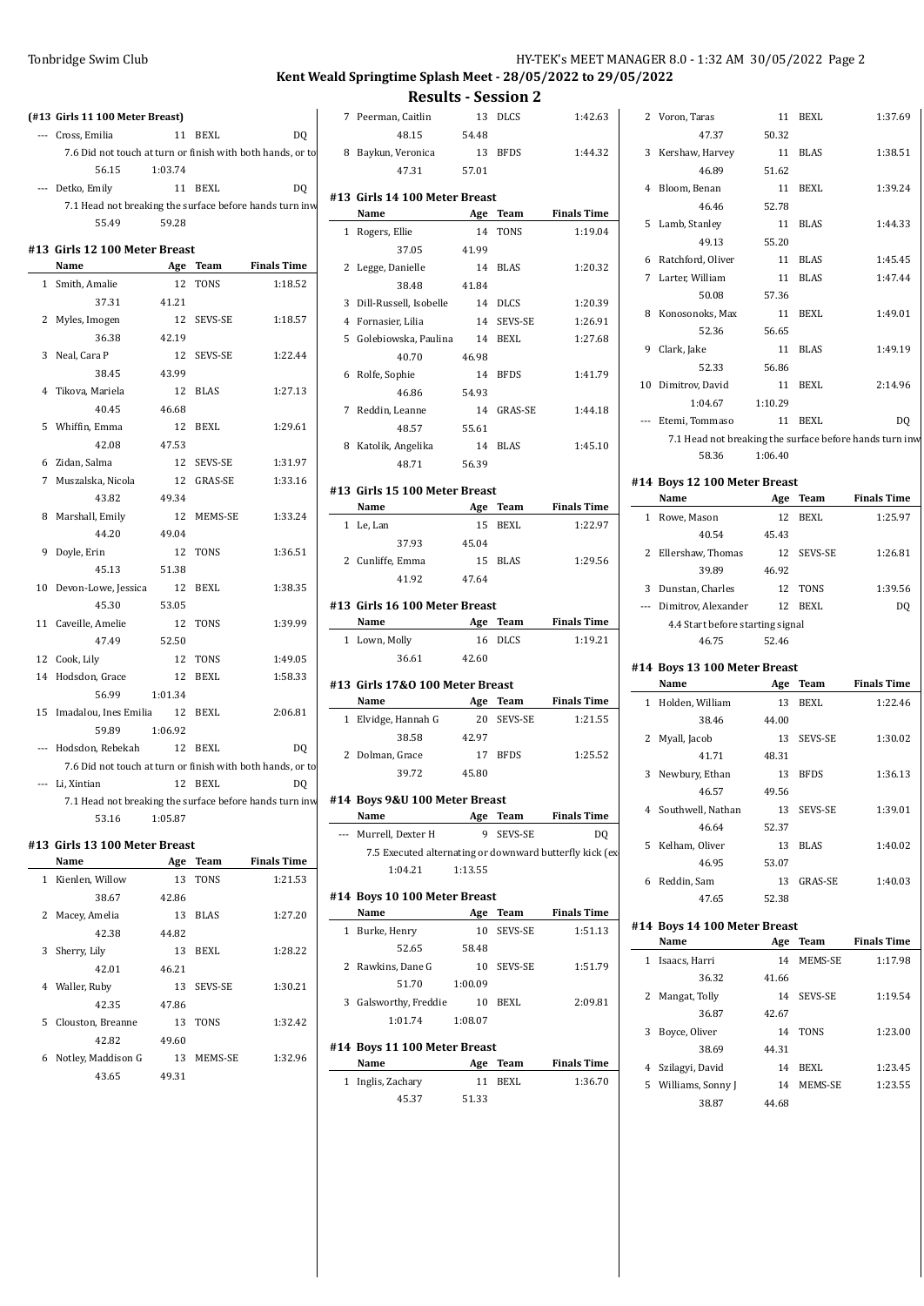## Kent Weald Springtime Splash Meet - 28/05/2022 to 29/05/2022

## Results - Session 2

### (#13 Girls 11 100 Meter Breast)

| | Name | Age | Team | Finals Time |
|---|---|---|---|---|
| --- | Cross, Emilia | 11 | BEXL | DQ |
| | 7.6 Did not touch at turn or finish with both hands, or to | | | |
| | 56.15 | 1:03.74 | | |
| --- | Detko, Emily | 11 | BEXL | DQ |
| | 7.1 Head not breaking the surface before hands turn inw | | | |
| | 55.49 | 59.28 | | |

### #13 Girls 12 100 Meter Breast

| | Name | Age | Team | Finals Time |
|---|---|---|---|---|
| 1 | Smith, Amalie | 12 | TONS | 1:18.52 |
| | 37.31 | 41.21 | | |
| 2 | Myles, Imogen | 12 | SEVS-SE | 1:18.57 |
| | 36.38 | 42.19 | | |
| 3 | Neal, Cara P | 12 | SEVS-SE | 1:22.44 |
| | 38.45 | 43.99 | | |
| 4 | Tikova, Mariela | 12 | BLAS | 1:27.13 |
| | 40.45 | 46.68 | | |
| 5 | Whiffin, Emma | 12 | BEXL | 1:29.61 |
| | 42.08 | 47.53 | | |
| 6 | Zidan, Salma | 12 | SEVS-SE | 1:31.97 |
| 7 | Muszalska, Nicola | 12 | GRAS-SE | 1:33.16 |
| | 43.82 | 49.34 | | |
| 8 | Marshall, Emily | 12 | MEMS-SE | 1:33.24 |
| | 44.20 | 49.04 | | |
| 9 | Doyle, Erin | 12 | TONS | 1:36.51 |
| | 45.13 | 51.38 | | |
| 10 | Devon-Lowe, Jessica | 12 | BEXL | 1:38.35 |
| | 45.30 | 53.05 | | |
| 11 | Caveille, Amelie | 12 | TONS | 1:39.99 |
| | 47.49 | 52.50 | | |
| 12 | Cook, Lily | 12 | TONS | 1:49.05 |
| 14 | Hodsdon, Grace | 12 | BEXL | 1:58.33 |
| | 56.99 | 1:01.34 | | |
| 15 | Imadalou, Ines Emilia | 12 | BEXL | 2:06.81 |
| | 59.89 | 1:06.92 | | |
| --- | Hodsdon, Rebekah | 12 | BEXL | DQ |
| | 7.6 Did not touch at turn or finish with both hands, or to | | | |
| --- | Li, Xintian | 12 | BEXL | DQ |
| | 7.1 Head not breaking the surface before hands turn inw | | | |
| | 53.16 | 1:05.87 | | |

### #13 Girls 13 100 Meter Breast

| | Name | Age | Team | Finals Time |
|---|---|---|---|---|
| 1 | Kienlen, Willow | 13 | TONS | 1:21.53 |
| | 38.67 | 42.86 | | |
| 2 | Macey, Amelia | 13 | BLAS | 1:27.20 |
| | 42.38 | 44.82 | | |
| 3 | Sherry, Lily | 13 | BEXL | 1:28.22 |
| | 42.01 | 46.21 | | |
| 4 | Waller, Ruby | 13 | SEVS-SE | 1:30.21 |
| | 42.35 | 47.86 | | |
| 5 | Clouston, Breanne | 13 | TONS | 1:32.42 |
| | 42.82 | 49.60 | | |
| 6 | Notley, Maddison G | 13 | MEMS-SE | 1:32.96 |
| | 43.65 | 49.31 | | |
| 7 | Peerman, Caitlin | 13 | DLCS | 1:42.63 |
| | 48.15 | 54.48 | | |
| 8 | Baykun, Veronica | 13 | BFDS | 1:44.32 |
| | 47.31 | 57.01 | | |

### #13 Girls 14 100 Meter Breast

| | Name | Age | Team | Finals Time |
|---|---|---|---|---|
| 1 | Rogers, Ellie | 14 | TONS | 1:19.04 |
| | 37.05 | 41.99 | | |
| 2 | Legge, Danielle | 14 | BLAS | 1:20.32 |
| | 38.48 | 41.84 | | |
| 3 | Dill-Russell, Isobelle | 14 | DLCS | 1:20.39 |
| 4 | Fornasier, Lilia | 14 | SEVS-SE | 1:26.91 |
| 5 | Golebiowska, Paulina | 14 | BEXL | 1:27.68 |
| | 40.70 | 46.98 | | |
| 6 | Rolfe, Sophie | 14 | BFDS | 1:41.79 |
| | 46.86 | 54.93 | | |
| 7 | Reddin, Leanne | 14 | GRAS-SE | 1:44.18 |
| | 48.57 | 55.61 | | |
| 8 | Katolik, Angelika | 14 | BLAS | 1:45.10 |
| | 48.71 | 56.39 | | |

### #13 Girls 15 100 Meter Breast

| | Name | Age | Team | Finals Time |
|---|---|---|---|---|
| 1 | Le, Lan | 15 | BEXL | 1:22.97 |
| | 37.93 | 45.04 | | |
| 2 | Cunliffe, Emma | 15 | BLAS | 1:29.56 |
| | 41.92 | 47.64 | | |

### #13 Girls 16 100 Meter Breast

| | Name | Age | Team | Finals Time |
|---|---|---|---|---|
| 1 | Lown, Molly | 16 | DLCS | 1:19.21 |
| | 36.61 | 42.60 | | |

### #13 Girls 17&O 100 Meter Breast

| | Name | Age | Team | Finals Time |
|---|---|---|---|---|
| 1 | Elvidge, Hannah G | 20 | SEVS-SE | 1:21.55 |
| | 38.58 | 42.97 | | |
| 2 | Dolman, Grace | 17 | BFDS | 1:25.52 |
| | 39.72 | 45.80 | | |

### #14 Boys 9&U 100 Meter Breast

| | Name | Age | Team | Finals Time |
|---|---|---|---|---|
| --- | Murrell, Dexter H | 9 | SEVS-SE | DQ |
| | 7.5 Executed alternating or downward butterfly kick (ex | | | |
| | 1:04.21 | 1:13.55 | | |

### #14 Boys 10 100 Meter Breast

| | Name | Age | Team | Finals Time |
|---|---|---|---|---|
| 1 | Burke, Henry | 10 | SEVS-SE | 1:51.13 |
| | 52.65 | 58.48 | | |
| 2 | Rawkins, Dane G | 10 | SEVS-SE | 1:51.79 |
| | 51.70 | 1:00.09 | | |
| 3 | Galsworthy, Freddie | 10 | BEXL | 2:09.81 |
| | 1:01.74 | 1:08.07 | | |

### #14 Boys 11 100 Meter Breast

| | Name | Age | Team | Finals Time |
|---|---|---|---|---|
| 1 | Inglis, Zachary | 11 | BEXL | 1:36.70 |
| | 45.37 | 51.33 | | |
| 2 | Voron, Taras | 11 | BEXL | 1:37.69 |
| | 47.37 | 50.32 | | |
| 3 | Kershaw, Harvey | 11 | BLAS | 1:38.51 |
| | 46.89 | 51.62 | | |
| 4 | Bloom, Benan | 11 | BEXL | 1:39.24 |
| | 46.46 | 52.78 | | |
| 5 | Lamb, Stanley | 11 | BLAS | 1:44.33 |
| | 49.13 | 55.20 | | |
| 6 | Ratchford, Oliver | 11 | BLAS | 1:45.45 |
| 7 | Larter, William | 11 | BLAS | 1:47.44 |
| | 50.08 | 57.36 | | |
| 8 | Konosonoks, Max | 11 | BEXL | 1:49.01 |
| | 52.36 | 56.65 | | |
| 9 | Clark, Jake | 11 | BLAS | 1:49.19 |
| | 52.33 | 56.86 | | |
| 10 | Dimitrov, David | 11 | BEXL | 2:14.96 |
| | 1:04.67 | 1:10.29 | | |
| --- | Etemi, Tommaso | 11 | BEXL | DQ |
| | 7.1 Head not breaking the surface before hands turn inw | | | |
| | 58.36 | 1:06.40 | | |

### #14 Boys 12 100 Meter Breast

| | Name | Age | Team | Finals Time |
|---|---|---|---|---|
| 1 | Rowe, Mason | 12 | BEXL | 1:25.97 |
| | 40.54 | 45.43 | | |
| 2 | Ellershaw, Thomas | 12 | SEVS-SE | 1:26.81 |
| | 39.89 | 46.92 | | |
| 3 | Dunstan, Charles | 12 | TONS | 1:39.56 |
| --- | Dimitrov, Alexander | 12 | BEXL | DQ |
| | 4.4 Start before starting signal | | | |
| | 46.75 | 52.46 | | |

### #14 Boys 13 100 Meter Breast

| | Name | Age | Team | Finals Time |
|---|---|---|---|---|
| 1 | Holden, William | 13 | BEXL | 1:22.46 |
| | 38.46 | 44.00 | | |
| 2 | Myall, Jacob | 13 | SEVS-SE | 1:30.02 |
| | 41.71 | 48.31 | | |
| 3 | Newbury, Ethan | 13 | BFDS | 1:36.13 |
| | 46.57 | 49.56 | | |
| 4 | Southwell, Nathan | 13 | SEVS-SE | 1:39.01 |
| | 46.64 | 52.37 | | |
| 5 | Kelham, Oliver | 13 | BLAS | 1:40.02 |
| | 46.95 | 53.07 | | |
| 6 | Reddin, Sam | 13 | GRAS-SE | 1:40.03 |
| | 47.65 | 52.38 | | |

### #14 Boys 14 100 Meter Breast

| | Name | Age | Team | Finals Time |
|---|---|---|---|---|
| 1 | Isaacs, Harri | 14 | MEMS-SE | 1:17.98 |
| | 36.32 | 41.66 | | |
| 2 | Mangat, Tolly | 14 | SEVS-SE | 1:19.54 |
| | 36.87 | 42.67 | | |
| 3 | Boyce, Oliver | 14 | TONS | 1:23.00 |
| | 38.69 | 44.31 | | |
| 4 | Szilagyi, David | 14 | BEXL | 1:23.45 |
| 5 | Williams, Sonny J | 14 | MEMS-SE | 1:23.55 |
| | 38.87 | 44.68 | | |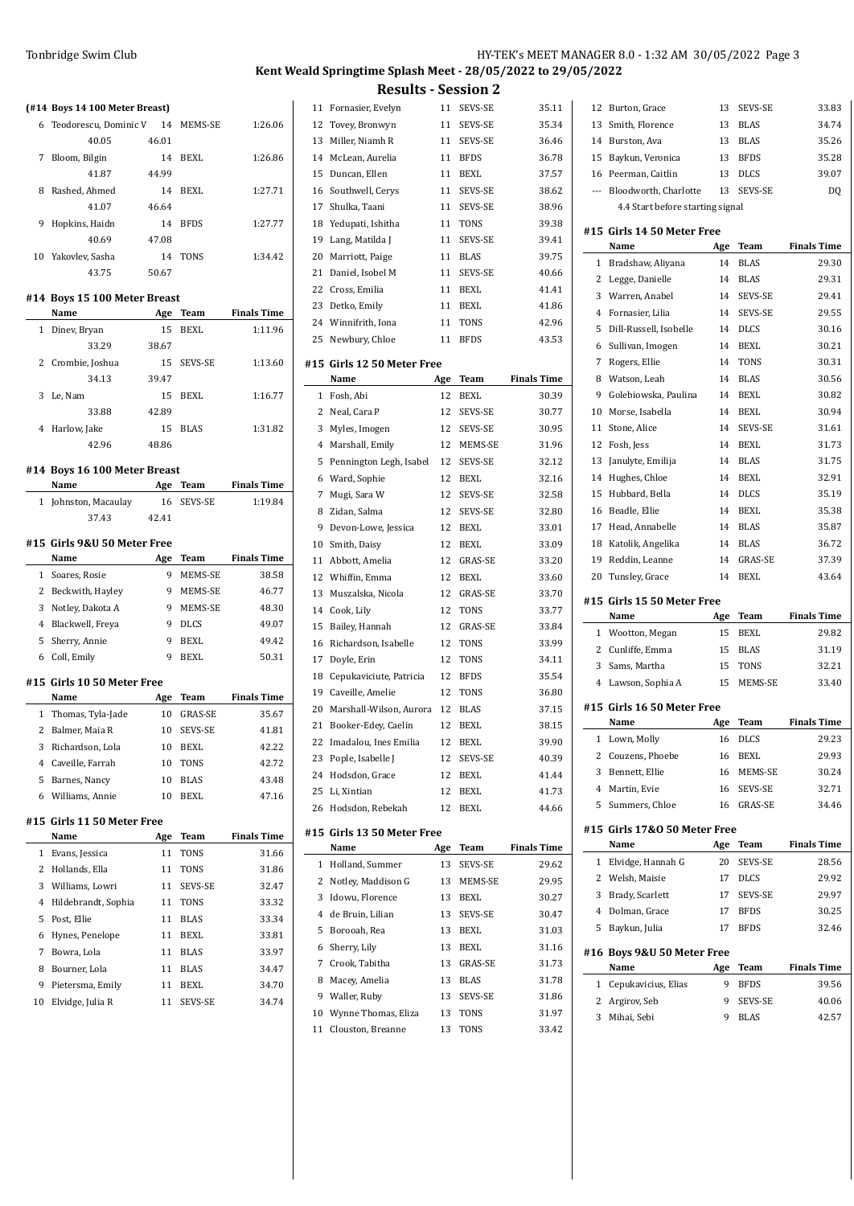## Kent Weald Springtime Splash Meet - 28/05/2022 to 29/05/2022

## Results - Session 2

### (#14 Boys 14 100 Meter Breast)

| | Name | Age | Team | Finals Time |
|---|---|---|---|---|
| 6 | Teodorescu, Dominic V | 14 | MEMS-SE | 1:26.06 |
| | 40.05 | 46.01 | | |
| 7 | Bloom, Bilgin | 14 | BEXL | 1:26.86 |
| | 41.87 | 44.99 | | |
| 8 | Rashed, Ahmed | 14 | BEXL | 1:27.71 |
| | 41.07 | 46.64 | | |
| 9 | Hopkins, Haidn | 14 | BFDS | 1:27.77 |
| | 40.69 | 47.08 | | |
| 10 | Yakovlev, Sasha | 14 | TONS | 1:34.42 |
| | 43.75 | 50.67 | | |

### #14 Boys 15 100 Meter Breast

| | Name | Age | Team | Finals Time |
|---|---|---|---|---|
| 1 | Dinev, Bryan | 15 | BEXL | 1:11.96 |
| | 33.29 | 38.67 | | |
| 2 | Crombie, Joshua | 15 | SEVS-SE | 1:13.60 |
| | 34.13 | 39.47 | | |
| 3 | Le, Nam | 15 | BEXL | 1:16.77 |
| | 33.88 | 42.89 | | |
| 4 | Harlow, Jake | 15 | BLAS | 1:31.82 |
| | 42.96 | 48.86 | | |

### #14 Boys 16 100 Meter Breast

| | Name | Age | Team | Finals Time |
|---|---|---|---|---|
| 1 | Johnston, Macaulay | 16 | SEVS-SE | 1:19.84 |
| | 37.43 | 42.41 | | |

### #15 Girls 9&U 50 Meter Free

| | Name | Age | Team | Finals Time |
|---|---|---|---|---|
| 1 | Soares, Rosie | 9 | MEMS-SE | 38.58 |
| 2 | Beckwith, Hayley | 9 | MEMS-SE | 46.77 |
| 3 | Notley, Dakota A | 9 | MEMS-SE | 48.30 |
| 4 | Blackwell, Freya | 9 | DLCS | 49.07 |
| 5 | Sherry, Annie | 9 | BEXL | 49.42 |
| 6 | Coll, Emily | 9 | BEXL | 50.31 |

### #15 Girls 10 50 Meter Free

| | Name | Age | Team | Finals Time |
|---|---|---|---|---|
| 1 | Thomas, Tyla-Jade | 10 | GRAS-SE | 35.67 |
| 2 | Balmer, Maia R | 10 | SEVS-SE | 41.81 |
| 3 | Richardson, Lola | 10 | BEXL | 42.22 |
| 4 | Caveille, Farrah | 10 | TONS | 42.72 |
| 5 | Barnes, Nancy | 10 | BLAS | 43.48 |
| 6 | Williams, Annie | 10 | BEXL | 47.16 |

### #15 Girls 11 50 Meter Free

| | Name | Age | Team | Finals Time |
|---|---|---|---|---|
| 1 | Evans, Jessica | 11 | TONS | 31.66 |
| 2 | Hollands, Ella | 11 | TONS | 31.86 |
| 3 | Williams, Lowri | 11 | SEVS-SE | 32.47 |
| 4 | Hildebrandt, Sophia | 11 | TONS | 33.32 |
| 5 | Post, Ellie | 11 | BLAS | 33.34 |
| 6 | Hynes, Penelope | 11 | BEXL | 33.81 |
| 7 | Bowra, Lola | 11 | BLAS | 33.97 |
| 8 | Bourner, Lola | 11 | BLAS | 34.47 |
| 9 | Pietersma, Emily | 11 | BEXL | 34.70 |
| 10 | Elvidge, Julia R | 11 | SEVS-SE | 34.74 |
| 11 | Fornasier, Evelyn | 11 | SEVS-SE | 35.11 |
| 12 | Tovey, Bronwyn | 11 | SEVS-SE | 35.34 |
| 13 | Miller, Niamh R | 11 | SEVS-SE | 36.46 |
| 14 | McLean, Aurelia | 11 | BFDS | 36.78 |
| 15 | Duncan, Ellen | 11 | BEXL | 37.57 |
| 16 | Southwell, Cerys | 11 | SEVS-SE | 38.62 |
| 17 | Shulka, Taani | 11 | SEVS-SE | 38.96 |
| 18 | Yedupati, Ishitha | 11 | TONS | 39.38 |
| 19 | Lang, Matilda J | 11 | SEVS-SE | 39.41 |
| 20 | Marriott, Paige | 11 | BLAS | 39.75 |
| 21 | Daniel, Isobel M | 11 | SEVS-SE | 40.66 |
| 22 | Cross, Emilia | 11 | BEXL | 41.41 |
| 23 | Detko, Emily | 11 | BEXL | 41.86 |
| 24 | Winnifrith, Iona | 11 | TONS | 42.96 |
| 25 | Newbury, Chloe | 11 | BFDS | 43.53 |

### #15 Girls 12 50 Meter Free

| | Name | Age | Team | Finals Time |
|---|---|---|---|---|
| 1 | Fosh, Abi | 12 | BEXL | 30.39 |
| 2 | Neal, Cara P | 12 | SEVS-SE | 30.77 |
| 3 | Myles, Imogen | 12 | SEVS-SE | 30.95 |
| 4 | Marshall, Emily | 12 | MEMS-SE | 31.96 |
| 5 | Pennington Legh, Isabel | 12 | SEVS-SE | 32.12 |
| 6 | Ward, Sophie | 12 | BEXL | 32.16 |
| 7 | Mugi, Sara W | 12 | SEVS-SE | 32.58 |
| 8 | Zidan, Salma | 12 | SEVS-SE | 32.80 |
| 9 | Devon-Lowe, Jessica | 12 | BEXL | 33.01 |
| 10 | Smith, Daisy | 12 | BEXL | 33.09 |
| 11 | Abbott, Amelia | 12 | GRAS-SE | 33.20 |
| 12 | Whiffin, Emma | 12 | BEXL | 33.60 |
| 13 | Muszalska, Nicola | 12 | GRAS-SE | 33.70 |
| 14 | Cook, Lily | 12 | TONS | 33.77 |
| 15 | Bailey, Hannah | 12 | GRAS-SE | 33.84 |
| 16 | Richardson, Isabelle | 12 | TONS | 33.99 |
| 17 | Doyle, Erin | 12 | TONS | 34.11 |
| 18 | Cepukaviciute, Patricia | 12 | BFDS | 35.54 |
| 19 | Caveille, Amelie | 12 | TONS | 36.80 |
| 20 | Marshall-Wilson, Aurora | 12 | BLAS | 37.15 |
| 21 | Booker-Edey, Caelin | 12 | BEXL | 38.15 |
| 22 | Imadalou, Ines Emilia | 12 | BEXL | 39.90 |
| 23 | Pople, Isabelle J | 12 | SEVS-SE | 40.39 |
| 24 | Hodsdon, Grace | 12 | BEXL | 41.44 |
| 25 | Li, Xintian | 12 | BEXL | 41.73 |
| 26 | Hodsdon, Rebekah | 12 | BEXL | 44.66 |

### #15 Girls 13 50 Meter Free

| | Name | Age | Team | Finals Time |
|---|---|---|---|---|
| 1 | Holland, Summer | 13 | SEVS-SE | 29.62 |
| 2 | Notley, Maddison G | 13 | MEMS-SE | 29.95 |
| 3 | Idowu, Florence | 13 | BEXL | 30.27 |
| 4 | de Bruin, Lilian | 13 | SEVS-SE | 30.47 |
| 5 | Borooah, Rea | 13 | BEXL | 31.03 |
| 6 | Sherry, Lily | 13 | BEXL | 31.16 |
| 7 | Crook, Tabitha | 13 | GRAS-SE | 31.73 |
| 8 | Macey, Amelia | 13 | BLAS | 31.78 |
| 9 | Waller, Ruby | 13 | SEVS-SE | 31.86 |
| 10 | Wynne Thomas, Eliza | 13 | TONS | 31.97 |
| 11 | Clouston, Breanne | 13 | TONS | 33.42 |
| 12 | Burton, Grace | 13 | SEVS-SE | 33.83 |
| 13 | Smith, Florence | 13 | BLAS | 34.74 |
| 14 | Burston, Ava | 13 | BLAS | 35.26 |
| 15 | Baykun, Veronica | 13 | BFDS | 35.28 |
| 16 | Peerman, Caitlin | 13 | DLCS | 39.07 |
| --- | Bloodworth, Charlotte | 13 | SEVS-SE | DQ |
| | 4.4 Start before starting signal | | | |

### #15 Girls 14 50 Meter Free

| | Name | Age | Team | Finals Time |
|---|---|---|---|---|
| 1 | Bradshaw, Aliyana | 14 | BLAS | 29.30 |
| 2 | Legge, Danielle | 14 | BLAS | 29.31 |
| 3 | Warren, Anabel | 14 | SEVS-SE | 29.41 |
| 4 | Fornasier, Lilia | 14 | SEVS-SE | 29.55 |
| 5 | Dill-Russell, Isobelle | 14 | DLCS | 30.16 |
| 6 | Sullivan, Imogen | 14 | BEXL | 30.21 |
| 7 | Rogers, Ellie | 14 | TONS | 30.31 |
| 8 | Watson, Leah | 14 | BLAS | 30.56 |
| 9 | Golebiowska, Paulina | 14 | BEXL | 30.82 |
| 10 | Morse, Isabella | 14 | BEXL | 30.94 |
| 11 | Stone, Alice | 14 | SEVS-SE | 31.61 |
| 12 | Fosh, Jess | 14 | BEXL | 31.73 |
| 13 | Janulyte, Emilija | 14 | BLAS | 31.75 |
| 14 | Hughes, Chloe | 14 | BEXL | 32.91 |
| 15 | Hubbard, Bella | 14 | DLCS | 35.19 |
| 16 | Beadle, Ellie | 14 | BEXL | 35.38 |
| 17 | Head, Annabelle | 14 | BLAS | 35.87 |
| 18 | Katolik, Angelika | 14 | BLAS | 36.72 |
| 19 | Reddin, Leanne | 14 | GRAS-SE | 37.39 |
| 20 | Tunsley, Grace | 14 | BEXL | 43.64 |

### #15 Girls 15 50 Meter Free

| | Name | Age | Team | Finals Time |
|---|---|---|---|---|
| 1 | Wootton, Megan | 15 | BEXL | 29.82 |
| 2 | Cunliffe, Emma | 15 | BLAS | 31.19 |
| 3 | Sams, Martha | 15 | TONS | 32.21 |
| 4 | Lawson, Sophia A | 15 | MEMS-SE | 33.40 |

### #15 Girls 16 50 Meter Free

| | Name | Age | Team | Finals Time |
|---|---|---|---|---|
| 1 | Lown, Molly | 16 | DLCS | 29.23 |
| 2 | Couzens, Phoebe | 16 | BEXL | 29.93 |
| 3 | Bennett, Ellie | 16 | MEMS-SE | 30.24 |
| 4 | Martin, Evie | 16 | SEVS-SE | 32.71 |
| 5 | Summers, Chloe | 16 | GRAS-SE | 34.46 |

### #15 Girls 17&O 50 Meter Free

| | Name | Age | Team | Finals Time |
|---|---|---|---|---|
| 1 | Elvidge, Hannah G | 20 | SEVS-SE | 28.56 |
| 2 | Welsh, Maisie | 17 | DLCS | 29.92 |
| 3 | Brady, Scarlett | 17 | SEVS-SE | 29.97 |
| 4 | Dolman, Grace | 17 | BFDS | 30.25 |
| 5 | Baykun, Julia | 17 | BFDS | 32.46 |

### #16 Boys 9&U 50 Meter Free

| | Name | Age | Team | Finals Time |
|---|---|---|---|---|
| 1 | Cepukavicius, Elias | 9 | BFDS | 39.56 |
| 2 | Argirov, Seb | 9 | SEVS-SE | 40.06 |
| 3 | Mihai, Sebi | 9 | BLAS | 42.57 |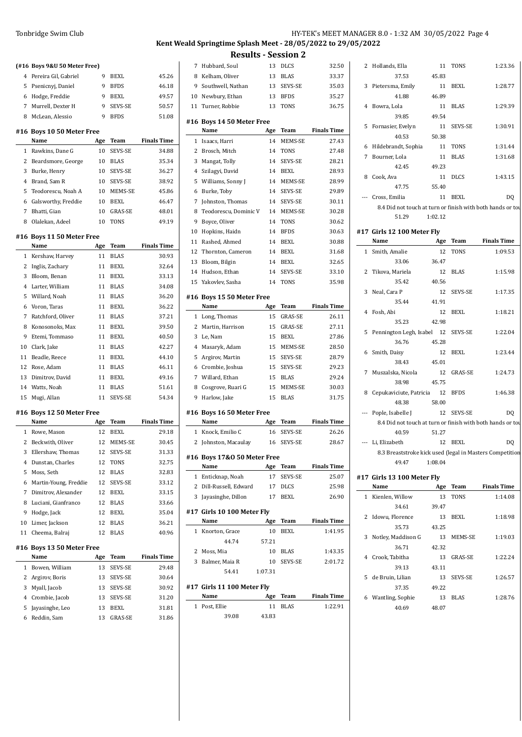## Results - Session 2

**(#16 Boys 9&U 50 Meter Free)**

| | Name | Age | Team | Finals Time |
|---|---|---|---|---|
| 4 | Pereira Gil, Gabriel | 9 | BEXL | 45.26 |
| 5 | Psenicnyj, Daniel | 9 | BFDS | 46.18 |
| 6 | Hodge, Freddie | 9 | BEXL | 49.57 |
| 7 | Murrell, Dexter H | 9 | SEVS-SE | 50.57 |
| 8 | McLean, Alessio | 9 | BFDS | 51.08 |

### #16 Boys 10 50 Meter Free

| | Name | Age | Team | Finals Time |
|---|---|---|---|---|
| 1 | Rawkins, Dane G | 10 | SEVS-SE | 34.88 |
| 2 | Beardsmore, George | 10 | BLAS | 35.34 |
| 3 | Burke, Henry | 10 | SEVS-SE | 36.27 |
| 4 | Brand, Sam R | 10 | SEVS-SE | 38.92 |
| 5 | Teodorescu, Noah A | 10 | MEMS-SE | 45.86 |
| 6 | Galsworthy, Freddie | 10 | BEXL | 46.47 |
| 7 | Bhatti, Gian | 10 | GRAS-SE | 48.01 |
| 8 | Olalekan, Adeel | 10 | TONS | 49.19 |

### #16 Boys 11 50 Meter Free

| | Name | Age | Team | Finals Time |
|---|---|---|---|---|
| 1 | Kershaw, Harvey | 11 | BLAS | 30.93 |
| 2 | Inglis, Zachary | 11 | BEXL | 32.64 |
| 3 | Bloom, Benan | 11 | BEXL | 33.13 |
| 4 | Larter, William | 11 | BLAS | 34.08 |
| 5 | Willard, Noah | 11 | BLAS | 36.20 |
| 6 | Voron, Taras | 11 | BLAS | 36.22 |
| 7 | Ratchford, Oliver | 11 | BLAS | 37.21 |
| 8 | Konosonoks, Max | 11 | BEXL | 39.50 |
| 9 | Etemi, Tommaso | 11 | BEXL | 40.50 |
| 10 | Clark, Jake | 11 | BLAS | 42.27 |
| 11 | Beadle, Reece | 11 | BEXL | 44.10 |
| 12 | Rose, Adam | 11 | BLAS | 46.11 |
| 13 | Dimitrov, David | 11 | BEXL | 49.16 |
| 14 | Watts, Noah | 11 | BLAS | 51.61 |
| 15 | Mugi, Allan | 11 | SEVS-SE | 54.34 |

### #16 Boys 12 50 Meter Free

| | Name | Age | Team | Finals Time |
|---|---|---|---|---|
| 1 | Rowe, Mason | 12 | BEXL | 29.18 |
| 2 | Beckwith, Oliver | 12 | MEMS-SE | 30.45 |
| 3 | Ellershaw, Thomas | 12 | SEVS-SE | 31.33 |
| 4 | Dunstan, Charles | 12 | TONS | 32.75 |
| 5 | Moss, Seth | 12 | BLAS | 32.83 |
| 6 | Martin-Young, Freddie | 12 | SEVS-SE | 33.12 |
| 7 | Dimitrov, Alexander | 12 | BEXL | 33.15 |
| 8 | Luciani, Gianfranco | 12 | BLAS | 33.66 |
| 9 | Hodge, Jack | 12 | BEXL | 35.04 |
| 10 | Limer, Jackson | 12 | BLAS | 36.21 |
| 11 | Cheema, Balraj | 12 | BLAS | 40.96 |

### #16 Boys 13 50 Meter Free

| | Name | Age | Team | Finals Time |
|---|---|---|---|---|
| 1 | Bowen, William | 13 | SEVS-SE | 29.48 |
| 2 | Argirov, Boris | 13 | SEVS-SE | 30.64 |
| 3 | Myall, Jacob | 13 | SEVS-SE | 30.92 |
| 4 | Crombie, Jacob | 13 | SEVS-SE | 31.20 |
| 5 | Jayasinghe, Leo | 13 | BEXL | 31.81 |
| 6 | Reddin, Sam | 13 | GRAS-SE | 31.86 |
| 7 | Hubbard, Soul | 13 | DLCS | 32.50 |
| 8 | Kelham, Oliver | 13 | BLAS | 33.37 |
| 9 | Southwell, Nathan | 13 | SEVS-SE | 35.03 |
| 10 | Newbury, Ethan | 13 | BFDS | 35.27 |
| 11 | Turner, Robbie | 13 | TONS | 36.75 |

### #16 Boys 14 50 Meter Free

| | Name | Age | Team | Finals Time |
|---|---|---|---|---|
| 1 | Isaacs, Harri | 14 | MEMS-SE | 27.43 |
| 2 | Brosch, Mitch | 14 | TONS | 27.48 |
| 3 | Mangat, Tolly | 14 | SEVS-SE | 28.21 |
| 4 | Szilagyi, David | 14 | BEXL | 28.93 |
| 5 | Williams, Sonny J | 14 | MEMS-SE | 28.99 |
| 6 | Burke, Toby | 14 | SEVS-SE | 29.89 |
| 7 | Johnston, Thomas | 14 | SEVS-SE | 30.11 |
| 8 | Teodorescu, Dominic V | 14 | MEMS-SE | 30.28 |
| 9 | Boyce, Oliver | 14 | TONS | 30.62 |
| 10 | Hopkins, Haidn | 14 | BFDS | 30.63 |
| 11 | Rashed, Ahmed | 14 | BEXL | 30.88 |
| 12 | Thornton, Cameron | 14 | BEXL | 31.68 |
| 13 | Bloom, Bilgin | 14 | BEXL | 32.65 |
| 14 | Hudson, Ethan | 14 | SEVS-SE | 33.10 |
| 15 | Yakovlev, Sasha | 14 | TONS | 35.98 |

### #16 Boys 15 50 Meter Free

| | Name | Age | Team | Finals Time |
|---|---|---|---|---|
| 1 | Long, Thomas | 15 | GRAS-SE | 26.11 |
| 2 | Martin, Harrison | 15 | GRAS-SE | 27.11 |
| 3 | Le, Nam | 15 | BEXL | 27.86 |
| 4 | Masaryk, Adam | 15 | MEMS-SE | 28.50 |
| 5 | Argirov, Martin | 15 | SEVS-SE | 28.79 |
| 6 | Crombie, Joshua | 15 | SEVS-SE | 29.23 |
| 7 | Willard, Ethan | 15 | BLAS | 29.24 |
| 8 | Cosgrove, Ruari G | 15 | MEMS-SE | 30.03 |
| 9 | Harlow, Jake | 15 | BLAS | 31.75 |

### #16 Boys 16 50 Meter Free

| | Name | Age | Team | Finals Time |
|---|---|---|---|---|
| 1 | Knock, Emilio C | 16 | SEVS-SE | 26.26 |
| 2 | Johnston, Macaulay | 16 | SEVS-SE | 28.67 |

### #16 Boys 17&O 50 Meter Free

| | Name | Age | Team | Finals Time |
|---|---|---|---|---|
| 1 | Enticknap, Noah | 17 | SEVS-SE | 25.07 |
| 2 | Dill-Russell, Edward | 17 | DLCS | 25.98 |
| 3 | Jayasinghe, Dillon | 17 | BEXL | 26.90 |

### #17 Girls 10 100 Meter Fly

| | Name | Age | Team | Finals Time |
|---|---|---|---|---|
| 1 | Knorton, Grace | 10 | BEXL | 1:41.95 |
| | 44.74 | 57.21 | | |
| 2 | Moss, Mia | 10 | BLAS | 1:43.35 |
| 3 | Balmer, Maia R | 10 | SEVS-SE | 2:01.72 |
| | 54.41 | 1:07.31 | | |

### #17 Girls 11 100 Meter Fly

| | Name | Age | Team | Finals Time |
|---|---|---|---|---|
| 1 | Post, Ellie | 11 | BLAS | 1:22.91 |
| | 39.08 | 43.83 | | |
| 2 | Hollands, Ella | 11 | TONS | 1:23.36 |
| | 37.53 | 45.83 | | |
| 3 | Pietersma, Emily | 11 | BEXL | 1:28.77 |
| | 41.88 | 46.89 | | |
| 4 | Bowra, Lola | 11 | BLAS | 1:29.39 |
| | 39.85 | 49.54 | | |
| 5 | Fornasier, Evelyn | 11 | SEVS-SE | 1:30.91 |
| | 40.53 | 50.38 | | |
| 6 | Hildebrandt, Sophia | 11 | TONS | 1:31.44 |
| 7 | Bourner, Lola | 11 | BLAS | 1:31.68 |
| | 42.45 | 49.23 | | |
| 8 | Cook, Ava | 11 | DLCS | 1:43.15 |
| | 47.75 | 55.40 | | |
| --- | Cross, Emilia | 11 | BEXL | DQ |
| | 8.4 Did not touch at turn or finish with both hands or tou | | | |
| | 51.29 | 1:02.12 | | |

### #17 Girls 12 100 Meter Fly

| | Name | Age | Team | Finals Time |
|---|---|---|---|---|
| 1 | Smith, Amalie | 12 | TONS | 1:09.53 |
| | 33.06 | 36.47 | | |
| 2 | Tikova, Mariela | 12 | BLAS | 1:15.98 |
| | 35.42 | 40.56 | | |
| 3 | Neal, Cara P | 12 | SEVS-SE | 1:17.35 |
| | 35.44 | 41.91 | | |
| 4 | Fosh, Abi | 12 | BEXL | 1:18.21 |
| | 35.23 | 42.98 | | |
| 5 | Pennington Legh, Isabel | 12 | SEVS-SE | 1:22.04 |
| | 36.76 | 45.28 | | |
| 6 | Smith, Daisy | 12 | BEXL | 1:23.44 |
| | 38.43 | 45.01 | | |
| 7 | Muszalska, Nicola | 12 | GRAS-SE | 1:24.73 |
| | 38.98 | 45.75 | | |
| 8 | Cepukaviciute, Patricia | 12 | BFDS | 1:46.38 |
| | 48.38 | 58.00 | | |
| --- | Pople, Isabelle J | 12 | SEVS-SE | DQ |
| | 8.4 Did not touch at turn or finish with both hands or tou | | | |
| | 40.59 | 51.27 | | |
| --- | Li, Elizabeth | 12 | BEXL | DQ |
| | 8.3 Breaststroke kick used (legal in Masters Competition | | | |
| | 49.47 | 1:08.04 | | |

### #17 Girls 13 100 Meter Fly

| | Name | Age | Team | Finals Time |
|---|---|---|---|---|
| 1 | Kienlen, Willow | 13 | TONS | 1:14.08 |
| | 34.61 | 39.47 | | |
| 2 | Idowu, Florence | 13 | BEXL | 1:18.98 |
| | 35.73 | 43.25 | | |
| 3 | Notley, Maddison G | 13 | MEMS-SE | 1:19.03 |
| | 36.71 | 42.32 | | |
| 4 | Crook, Tabitha | 13 | GRAS-SE | 1:22.24 |
| | 39.13 | 43.11 | | |
| 5 | de Bruin, Lilian | 13 | SEVS-SE | 1:26.57 |
| | 37.35 | 49.22 | | |
| 6 | Wantling, Sophie | 13 | BLAS | 1:28.76 |
| | 40.69 | 48.07 | | |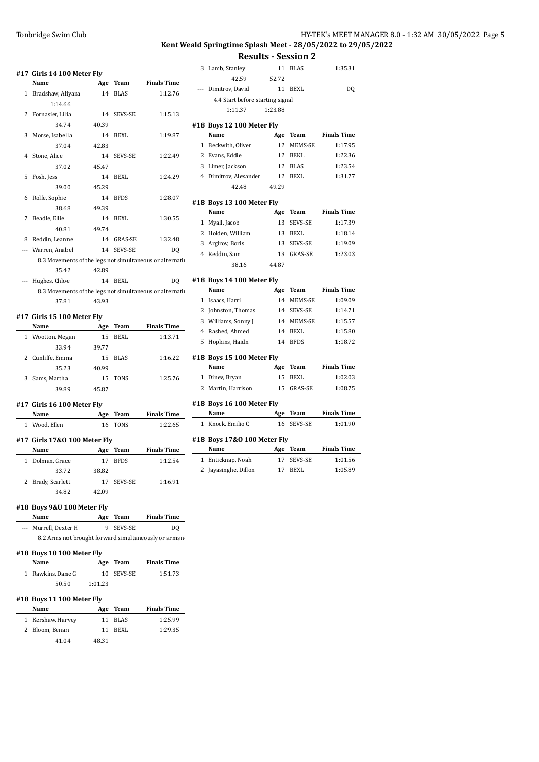## Kent Weald Springtime Splash Meet - 28/05/2022 to 29/05/2022

### Results - Session 2

#### #17 Girls 14 100 Meter Fly

| | Name | Age | Team | Finals Time |
|---|---|---|---|---|
| 1 | Bradshaw, Aliyana | 14 | BLAS | 1:12.76 |
| | 1:14.66 | | | |
| 2 | Fornasier, Lilia | 14 | SEVS-SE | 1:15.13 |
| | 34.74 | 40.39 | | |
| 3 | Morse, Isabella | 14 | BEXL | 1:19.87 |
| | 37.04 | 42.83 | | |
| 4 | Stone, Alice | 14 | SEVS-SE | 1:22.49 |
| | 37.02 | 45.47 | | |
| 5 | Fosh, Jess | 14 | BEXL | 1:24.29 |
| | 39.00 | 45.29 | | |
| 6 | Rolfe, Sophie | 14 | BFDS | 1:28.07 |
| | 38.68 | 49.39 | | |
| 7 | Beadle, Ellie | 14 | BEXL | 1:30.55 |
| | 40.81 | 49.74 | | |
| 8 | Reddin, Leanne | 14 | GRAS-SE | 1:32.48 |
| --- | Warren, Anabel | 14 | SEVS-SE | DQ |
| | 8.3 Movements of the legs not simultaneous or alternati | | | |
| | 35.42 | 42.89 | | |
| --- | Hughes, Chloe | 14 | BEXL | DQ |
| | 8.3 Movements of the legs not simultaneous or alternati | | | |
| | 37.81 | 43.93 | | |

#### #17 Girls 15 100 Meter Fly

| | Name | Age | Team | Finals Time |
|---|---|---|---|---|
| 1 | Wootton, Megan | 15 | BEXL | 1:13.71 |
| | 33.94 | 39.77 | | |
| 2 | Cunliffe, Emma | 15 | BLAS | 1:16.22 |
| | 35.23 | 40.99 | | |
| 3 | Sams, Martha | 15 | TONS | 1:25.76 |
| | 39.89 | 45.87 | | |

#### #17 Girls 16 100 Meter Fly

| | Name | Age | Team | Finals Time |
|---|---|---|---|---|
| 1 | Wood, Ellen | 16 | TONS | 1:22.65 |

#### #17 Girls 17&O 100 Meter Fly

| | Name | Age | Team | Finals Time |
|---|---|---|---|---|
| 1 | Dolman, Grace | 17 | BFDS | 1:12.54 |
| | 33.72 | 38.82 | | |
| 2 | Brady, Scarlett | 17 | SEVS-SE | 1:16.91 |
| | 34.82 | 42.09 | | |

#### #18 Boys 9&U 100 Meter Fly

| | Name | Age | Team | Finals Time |
|---|---|---|---|---|
| --- | Murrell, Dexter H | 9 | SEVS-SE | DQ |
| | 8.2 Arms not brought forward simultaneously or arms n | | | |

#### #18 Boys 10 100 Meter Fly

| | Name | Age | Team | Finals Time |
|---|---|---|---|---|
| 1 | Rawkins, Dane G | 10 | SEVS-SE | 1:51.73 |
| | 50.50 | 1:01.23 | | |

#### #18 Boys 11 100 Meter Fly

| | Name | Age | Team | Finals Time |
|---|---|---|---|---|
| 1 | Kershaw, Harvey | 11 | BLAS | 1:25.99 |
| 2 | Bloom, Benan | 11 | BEXL | 1:29.35 |
| | 41.04 | 48.31 | | |
| 3 | Lamb, Stanley | 11 | BLAS | 1:35.31 |
| | 42.59 | 52.72 | | |
| --- | Dimitrov, David | 11 | BEXL | DQ |
| | 4.4 Start before starting signal | | | |
| | 1:11.37 | 1:23.88 | | |

#### #18 Boys 12 100 Meter Fly

| | Name | Age | Team | Finals Time |
|---|---|---|---|---|
| 1 | Beckwith, Oliver | 12 | MEMS-SE | 1:17.95 |
| 2 | Evans, Eddie | 12 | BEXL | 1:22.36 |
| 3 | Limer, Jackson | 12 | BLAS | 1:23.54 |
| 4 | Dimitrov, Alexander | 12 | BEXL | 1:31.77 |
| | 42.48 | 49.29 | | |

#### #18 Boys 13 100 Meter Fly

| | Name | Age | Team | Finals Time |
|---|---|---|---|---|
| 1 | Myall, Jacob | 13 | SEVS-SE | 1:17.39 |
| 2 | Holden, William | 13 | BEXL | 1:18.14 |
| 3 | Argirov, Boris | 13 | SEVS-SE | 1:19.09 |
| 4 | Reddin, Sam | 13 | GRAS-SE | 1:23.03 |
| | 38.16 | 44.87 | | |

#### #18 Boys 14 100 Meter Fly

| | Name | Age | Team | Finals Time |
|---|---|---|---|---|
| 1 | Isaacs, Harri | 14 | MEMS-SE | 1:09.09 |
| 2 | Johnston, Thomas | 14 | SEVS-SE | 1:14.71 |
| 3 | Williams, Sonny J | 14 | MEMS-SE | 1:15.57 |
| 4 | Rashed, Ahmed | 14 | BEXL | 1:15.80 |
| 5 | Hopkins, Haidn | 14 | BFDS | 1:18.72 |

#### #18 Boys 15 100 Meter Fly

| | Name | Age | Team | Finals Time |
|---|---|---|---|---|
| 1 | Dinev, Bryan | 15 | BEXL | 1:02.03 |
| 2 | Martin, Harrison | 15 | GRAS-SE | 1:08.75 |

#### #18 Boys 16 100 Meter Fly

| | Name | Age | Team | Finals Time |
|---|---|---|---|---|
| 1 | Knock, Emilio C | 16 | SEVS-SE | 1:01.90 |

#### #18 Boys 17&O 100 Meter Fly

| | Name | Age | Team | Finals Time |
|---|---|---|---|---|
| 1 | Enticknap, Noah | 17 | SEVS-SE | 1:01.56 |
| 2 | Jayasinghe, Dillon | 17 | BEXL | 1:05.89 |